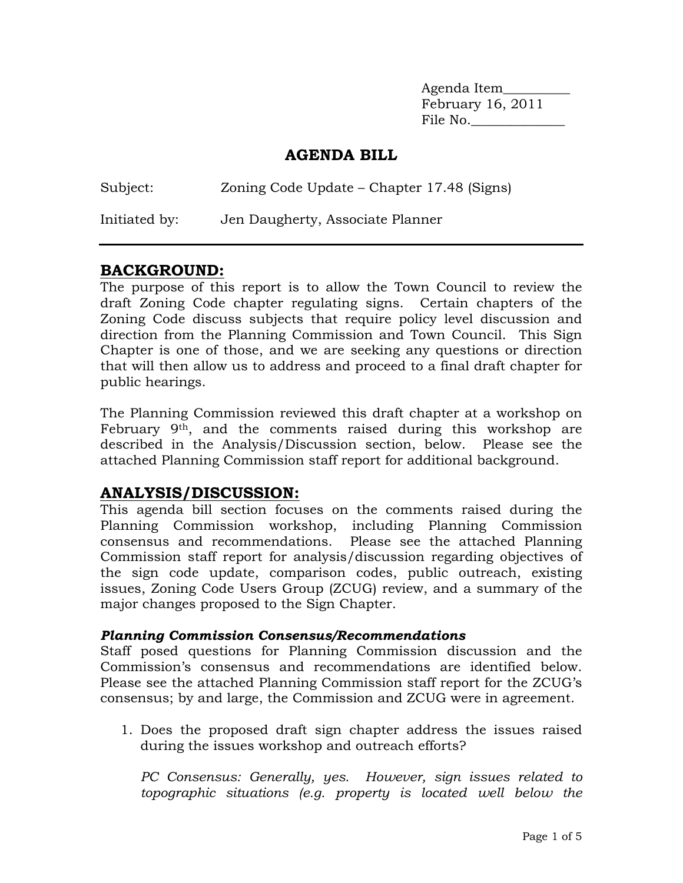Agenda Item__________
February 16, 2011
File No.______________

# AGENDA BILL

Subject: Zoning Code Update – Chapter 17.48 (Signs)

Initiated by: Jen Daugherty, Associate Planner

---

## BACKGROUND:

The purpose of this report is to allow the Town Council to review the draft Zoning Code chapter regulating signs. Certain chapters of the Zoning Code discuss subjects that require policy level discussion and direction from the Planning Commission and Town Council. This Sign Chapter is one of those, and we are seeking any questions or direction that will then allow us to address and proceed to a final draft chapter for public hearings.

The Planning Commission reviewed this draft chapter at a workshop on February 9th, and the comments raised during this workshop are described in the Analysis/Discussion section, below. Please see the attached Planning Commission staff report for additional background.

## ANALYSIS/DISCUSSION:

This agenda bill section focuses on the comments raised during the Planning Commission workshop, including Planning Commission consensus and recommendations. Please see the attached Planning Commission staff report for analysis/discussion regarding objectives of the sign code update, comparison codes, public outreach, existing issues, Zoning Code Users Group (ZCUG) review, and a summary of the major changes proposed to the Sign Chapter.

### *Planning Commission Consensus/Recommendations*

Staff posed questions for Planning Commission discussion and the Commission's consensus and recommendations are identified below. Please see the attached Planning Commission staff report for the ZCUG's consensus; by and large, the Commission and ZCUG were in agreement.

1. Does the proposed draft sign chapter address the issues raised during the issues workshop and outreach efforts?

   *PC Consensus: Generally, yes. However, sign issues related to topographic situations (e.g. property is located well below the*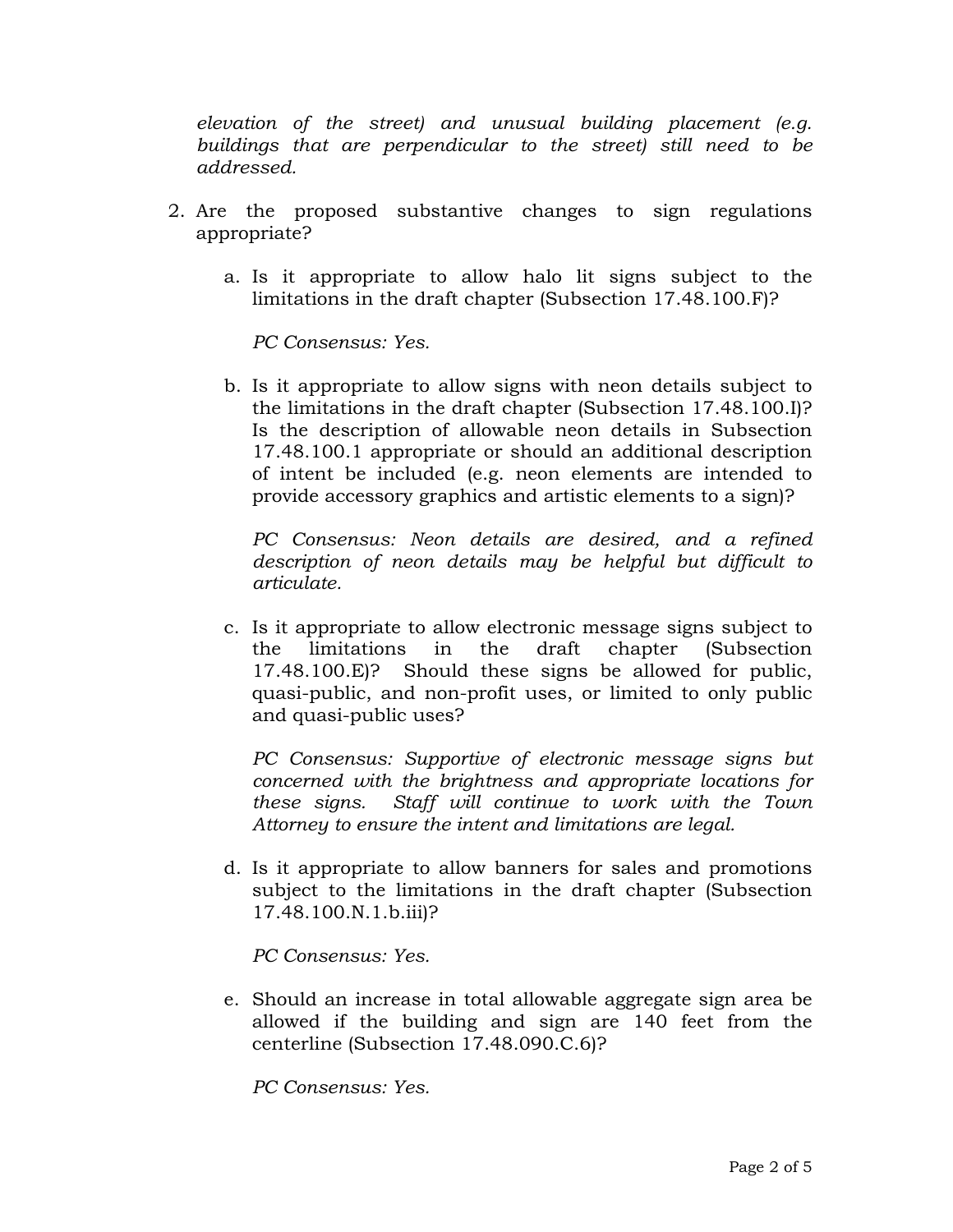*elevation of the street) and unusual building placement (e.g. buildings that are perpendicular to the street) still need to be addressed.*

2. Are the proposed substantive changes to sign regulations appropriate?

   a. Is it appropriate to allow halo lit signs subject to the limitations in the draft chapter (Subsection 17.48.100.F)?

      *PC Consensus: Yes.*

   b. Is it appropriate to allow signs with neon details subject to the limitations in the draft chapter (Subsection 17.48.100.I)? Is the description of allowable neon details in Subsection 17.48.100.1 appropriate or should an additional description of intent be included (e.g. neon elements are intended to provide accessory graphics and artistic elements to a sign)?

      *PC Consensus: Neon details are desired, and a refined description of neon details may be helpful but difficult to articulate.*

   c. Is it appropriate to allow electronic message signs subject to the limitations in the draft chapter (Subsection 17.48.100.E)? Should these signs be allowed for public, quasi-public, and non-profit uses, or limited to only public and quasi-public uses?

      *PC Consensus: Supportive of electronic message signs but concerned with the brightness and appropriate locations for these signs. Staff will continue to work with the Town Attorney to ensure the intent and limitations are legal.*

   d. Is it appropriate to allow banners for sales and promotions subject to the limitations in the draft chapter (Subsection 17.48.100.N.1.b.iii)?

      *PC Consensus: Yes.*

   e. Should an increase in total allowable aggregate sign area be allowed if the building and sign are 140 feet from the centerline (Subsection 17.48.090.C.6)?

      *PC Consensus: Yes.*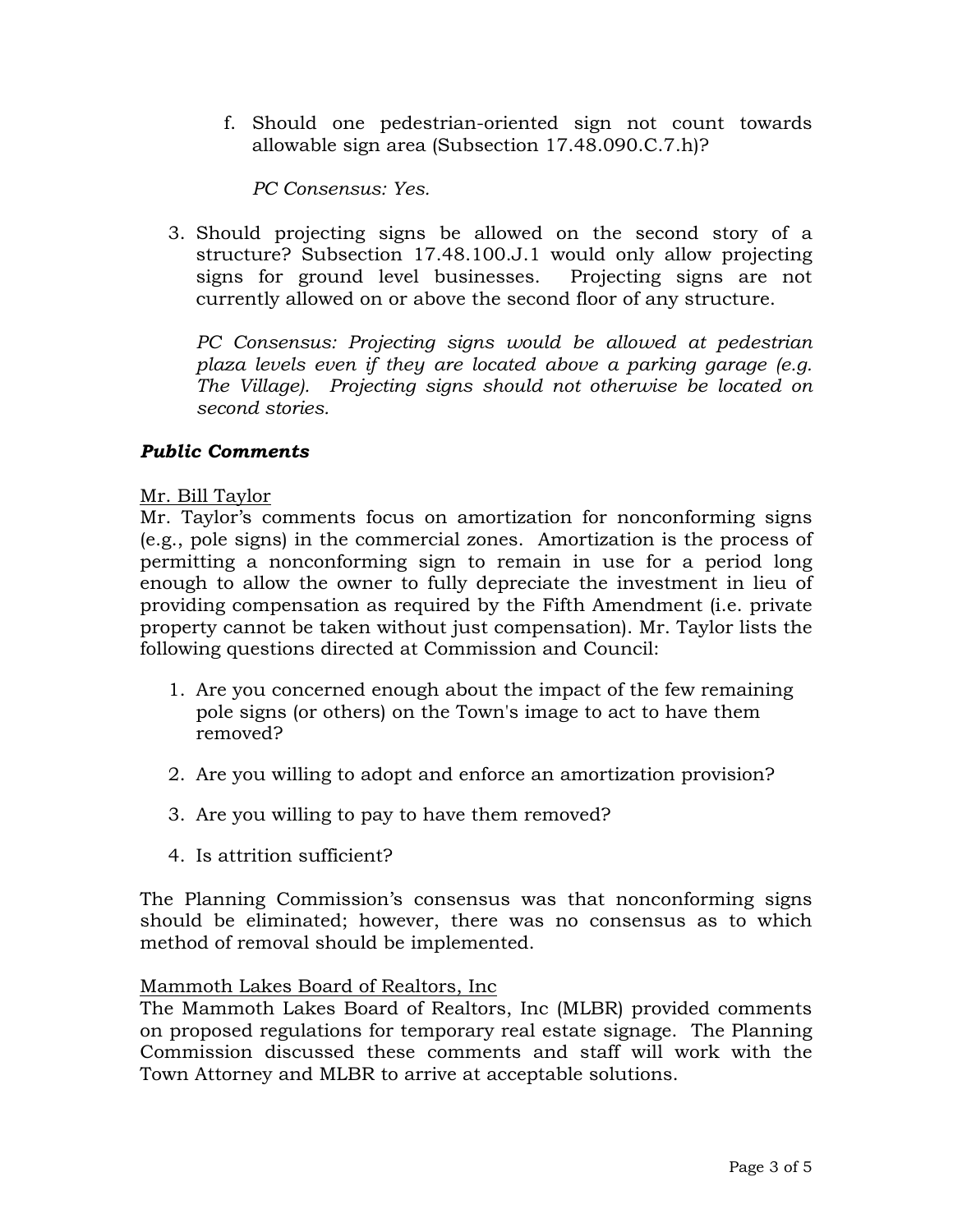f. Should one pedestrian-oriented sign not count towards allowable sign area (Subsection 17.48.090.C.7.h)?

   *PC Consensus: Yes.*

3. Should projecting signs be allowed on the second story of a structure? Subsection 17.48.100.J.1 would only allow projecting signs for ground level businesses. Projecting signs are not currently allowed on or above the second floor of any structure.

   *PC Consensus: Projecting signs would be allowed at pedestrian plaza levels even if they are located above a parking garage (e.g. The Village). Projecting signs should not otherwise be located on second stories.*

***Public Comments***

<u>Mr. Bill Taylor</u>

Mr. Taylor's comments focus on amortization for nonconforming signs (e.g., pole signs) in the commercial zones. Amortization is the process of permitting a nonconforming sign to remain in use for a period long enough to allow the owner to fully depreciate the investment in lieu of providing compensation as required by the Fifth Amendment (i.e. private property cannot be taken without just compensation). Mr. Taylor lists the following questions directed at Commission and Council:

1. Are you concerned enough about the impact of the few remaining pole signs (or others) on the Town's image to act to have them removed?

2. Are you willing to adopt and enforce an amortization provision?

3. Are you willing to pay to have them removed?

4. Is attrition sufficient?

The Planning Commission's consensus was that nonconforming signs should be eliminated; however, there was no consensus as to which method of removal should be implemented.

<u>Mammoth Lakes Board of Realtors, Inc</u>

The Mammoth Lakes Board of Realtors, Inc (MLBR) provided comments on proposed regulations for temporary real estate signage. The Planning Commission discussed these comments and staff will work with the Town Attorney and MLBR to arrive at acceptable solutions.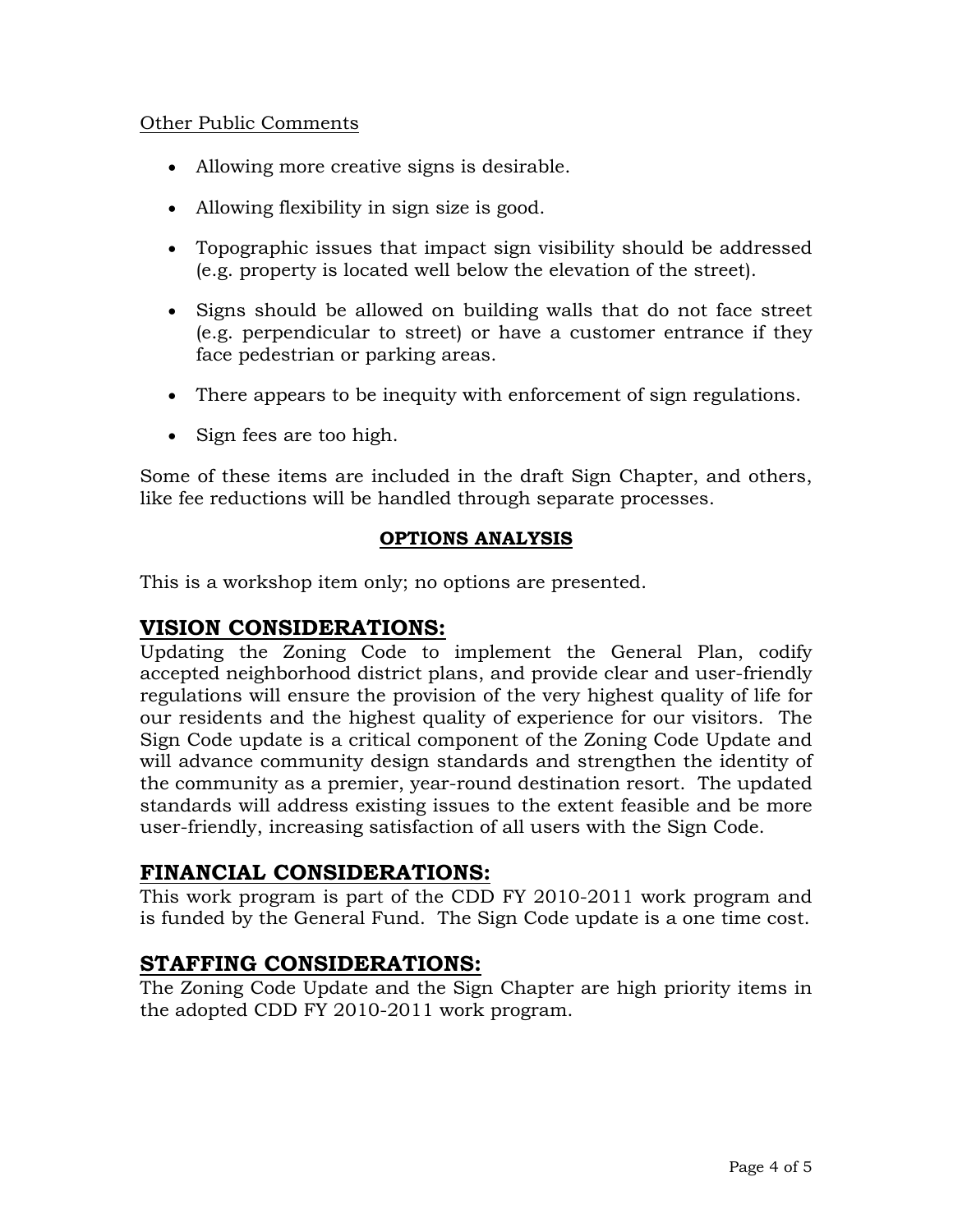Other Public Comments

- Allowing more creative signs is desirable.
- Allowing flexibility in sign size is good.
- Topographic issues that impact sign visibility should be addressed (e.g. property is located well below the elevation of the street).
- Signs should be allowed on building walls that do not face street (e.g. perpendicular to street) or have a customer entrance if they face pedestrian or parking areas.
- There appears to be inequity with enforcement of sign regulations.
- Sign fees are too high.

Some of these items are included in the draft Sign Chapter, and others, like fee reductions will be handled through separate processes.

**OPTIONS ANALYSIS**

This is a workshop item only; no options are presented.

## VISION CONSIDERATIONS:

Updating the Zoning Code to implement the General Plan, codify accepted neighborhood district plans, and provide clear and user-friendly regulations will ensure the provision of the very highest quality of life for our residents and the highest quality of experience for our visitors. The Sign Code update is a critical component of the Zoning Code Update and will advance community design standards and strengthen the identity of the community as a premier, year-round destination resort. The updated standards will address existing issues to the extent feasible and be more user-friendly, increasing satisfaction of all users with the Sign Code.

## FINANCIAL CONSIDERATIONS:

This work program is part of the CDD FY 2010-2011 work program and is funded by the General Fund. The Sign Code update is a one time cost.

## STAFFING CONSIDERATIONS:

The Zoning Code Update and the Sign Chapter are high priority items in the adopted CDD FY 2010-2011 work program.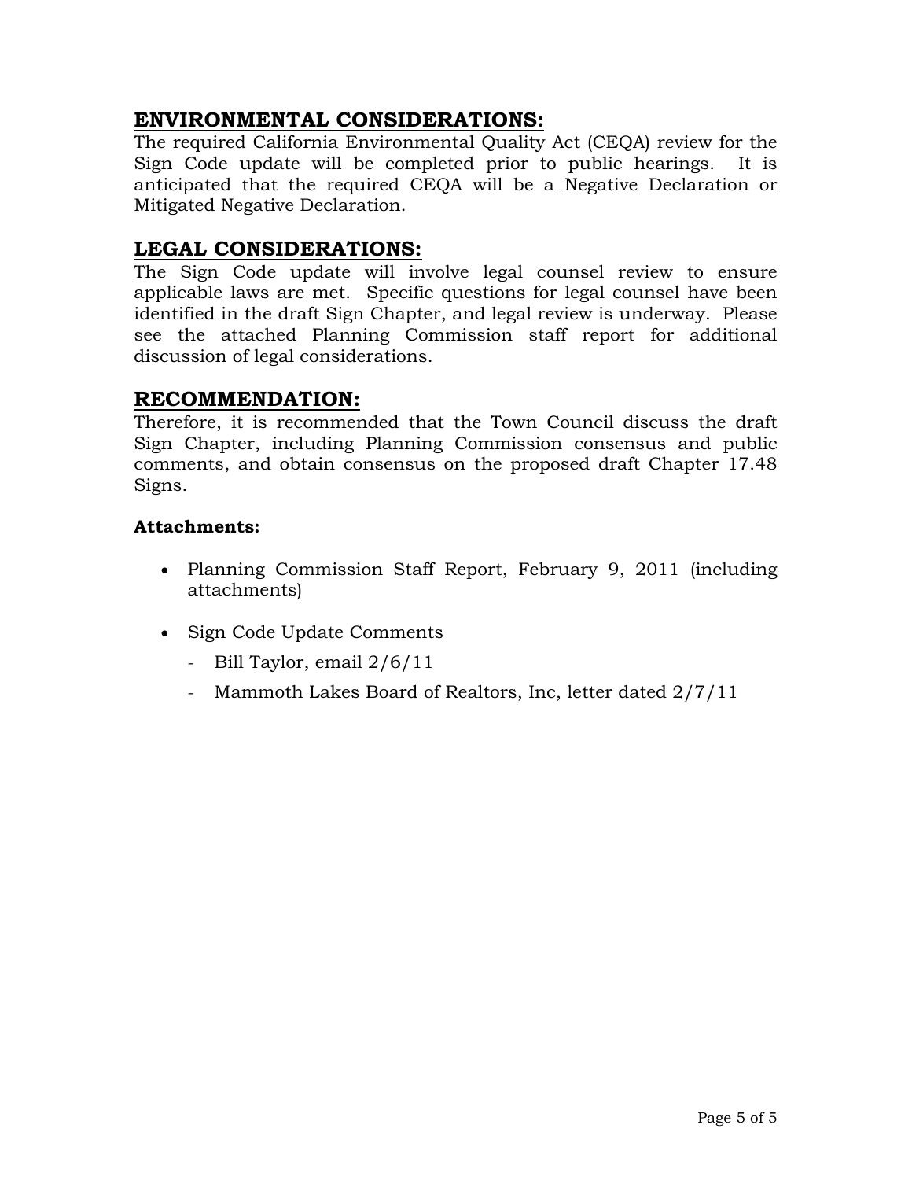## ENVIRONMENTAL CONSIDERATIONS:

The required California Environmental Quality Act (CEQA) review for the Sign Code update will be completed prior to public hearings. It is anticipated that the required CEQA will be a Negative Declaration or Mitigated Negative Declaration.

## LEGAL CONSIDERATIONS:

The Sign Code update will involve legal counsel review to ensure applicable laws are met. Specific questions for legal counsel have been identified in the draft Sign Chapter, and legal review is underway. Please see the attached Planning Commission staff report for additional discussion of legal considerations.

## RECOMMENDATION:

Therefore, it is recommended that the Town Council discuss the draft Sign Chapter, including Planning Commission consensus and public comments, and obtain consensus on the proposed draft Chapter 17.48 Signs.

**Attachments:**

- Planning Commission Staff Report, February 9, 2011 (including attachments)
- Sign Code Update Comments
  - Bill Taylor, email 2/6/11
  - Mammoth Lakes Board of Realtors, Inc, letter dated 2/7/11